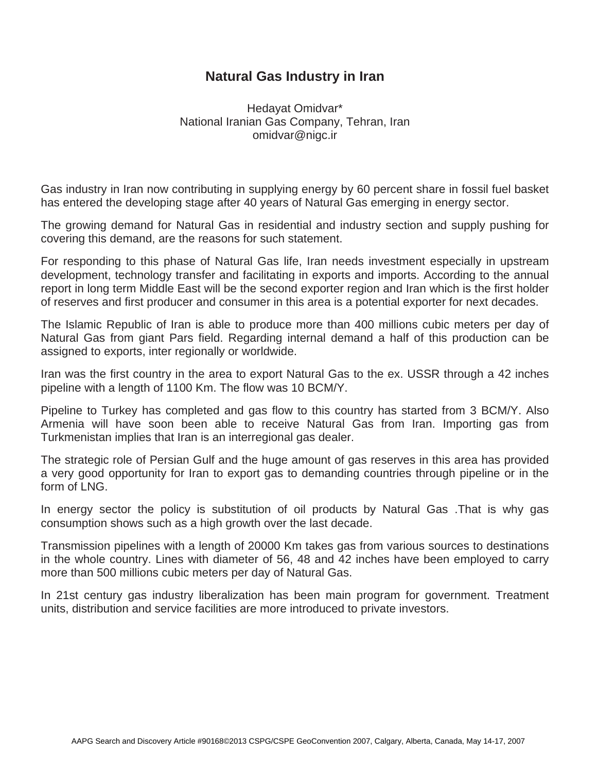# Natural Gas Industry in Iran

Hedayat Omidvar*
National Iranian Gas Company, Tehran, Iran
omidvar@nigc.ir

Gas industry in Iran now contributing in supplying energy by 60 percent share in fossil fuel basket has entered the developing stage after 40 years of Natural Gas emerging in energy sector.

The growing demand for Natural Gas in residential and industry section and supply pushing for covering this demand, are the reasons for such statement.

For responding to this phase of Natural Gas life, Iran needs investment especially in upstream development, technology transfer and facilitating in exports and imports. According to the annual report in long term Middle East will be the second exporter region and Iran which is the first holder of reserves and first producer and consumer in this area is a potential exporter for next decades.

The Islamic Republic of Iran is able to produce more than 400 millions cubic meters per day of Natural Gas from giant Pars field. Regarding internal demand a half of this production can be assigned to exports, inter regionally or worldwide.

Iran was the first country in the area to export Natural Gas to the ex. USSR through a 42 inches pipeline with a length of 1100 Km. The flow was 10 BCM/Y.

Pipeline to Turkey has completed and gas flow to this country has started from 3 BCM/Y. Also Armenia will have soon been able to receive Natural Gas from Iran. Importing gas from Turkmenistan implies that Iran is an interregional gas dealer.

The strategic role of Persian Gulf and the huge amount of gas reserves in this area has provided a very good opportunity for Iran to export gas to demanding countries through pipeline or in the form of LNG.

In energy sector the policy is substitution of oil products by Natural Gas .That is why gas consumption shows such as a high growth over the last decade.

Transmission pipelines with a length of 20000 Km takes gas from various sources to destinations in the whole country. Lines with diameter of 56, 48 and 42 inches have been employed to carry more than 500 millions cubic meters per day of Natural Gas.

In 21st century gas industry liberalization has been main program for government. Treatment units, distribution and service facilities are more introduced to private investors.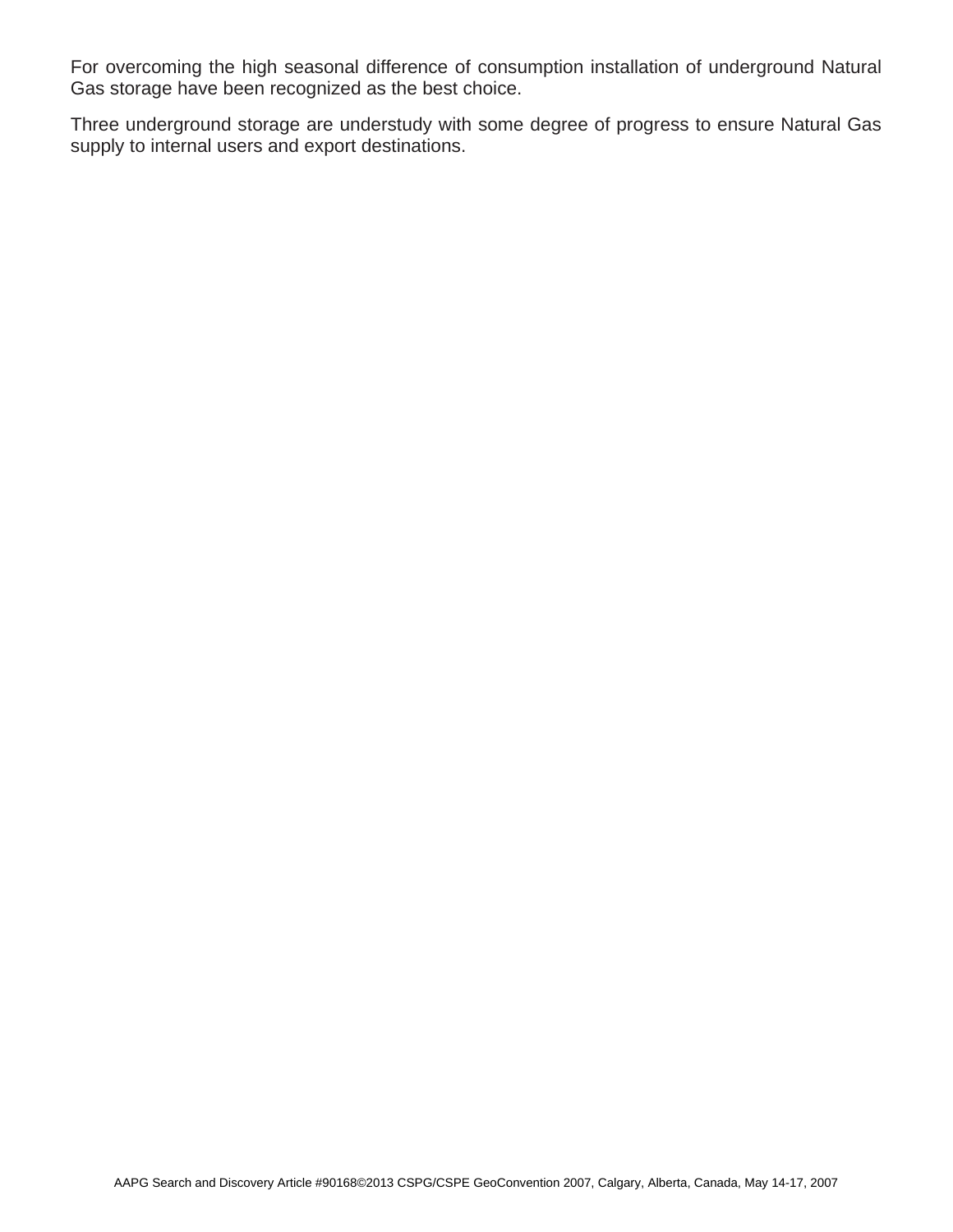For overcoming the high seasonal difference of consumption installation of underground Natural Gas storage have been recognized as the best choice.

Three underground storage are understudy with some degree of progress to ensure Natural Gas supply to internal users and export destinations.